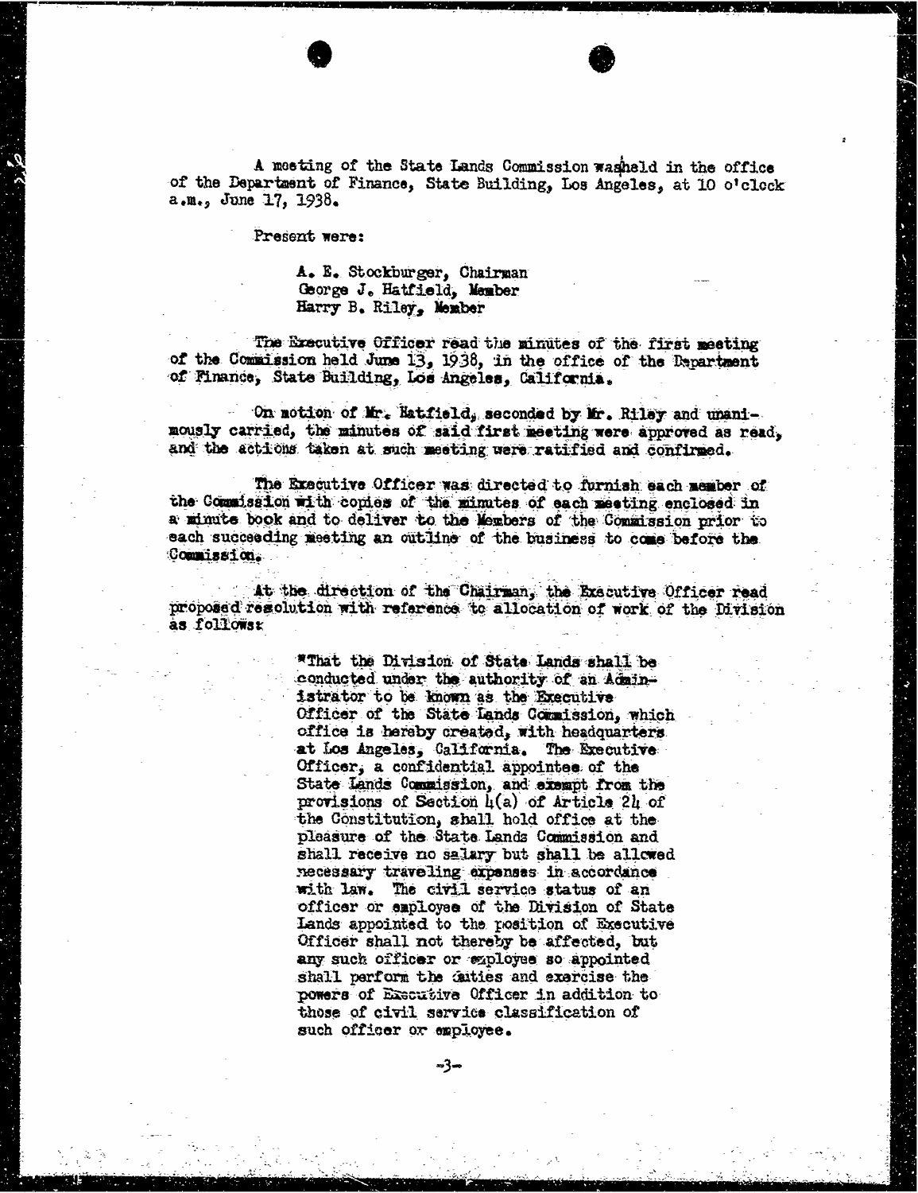A meeting of the State Lands Commission was held in the office of the Department of Finance, State Building, Los Angeles, at 10 o'clock a.m., June 17, 1938.

Present were:

> A. E. Stockburger, Chairman
> George J. Hatfield, Member
> Harry B. Riley, Member

The Executive Officer read the minutes of the first meeting of the Commission held June 13, 1938, in the office of the Department of Finance, State Building, Los Angeles, California.

On motion of Mr. Hatfield, seconded by Mr. Riley and unanimously carried, the minutes of said first meeting were approved as read, and the actions taken at such meeting were ratified and confirmed.

The Executive Officer was directed to furnish each member of the Commission with copies of the minutes of each meeting enclosed in a minute book and to deliver to the Members of the Commission prior to each succeeding meeting an outline of the business to come before the Commission.

At the direction of the Chairman, the Executive Officer read proposed resolution with reference to allocation of work of the Division as follows:

> "That the Division of State Lands shall be conducted under the authority of an Administrator to be known as the Executive Officer of the State Lands Commission, which office is hereby created, with headquarters at Los Angeles, California. The Executive Officer, a confidential appointee of the State Lands Commission, and exempt from the provisions of Section 4(a) of Article 24 of the Constitution, shall hold office at the pleasure of the State Lands Commission and shall receive no salary but shall be allowed necessary traveling expenses in accordance with law. The civil service status of an officer or employee of the Division of State Lands appointed to the position of Executive Officer shall not thereby be affected, but any such officer or employee so appointed shall perform the duties and exercise the powers of Executive Officer in addition to those of civil service classification of such officer or employee.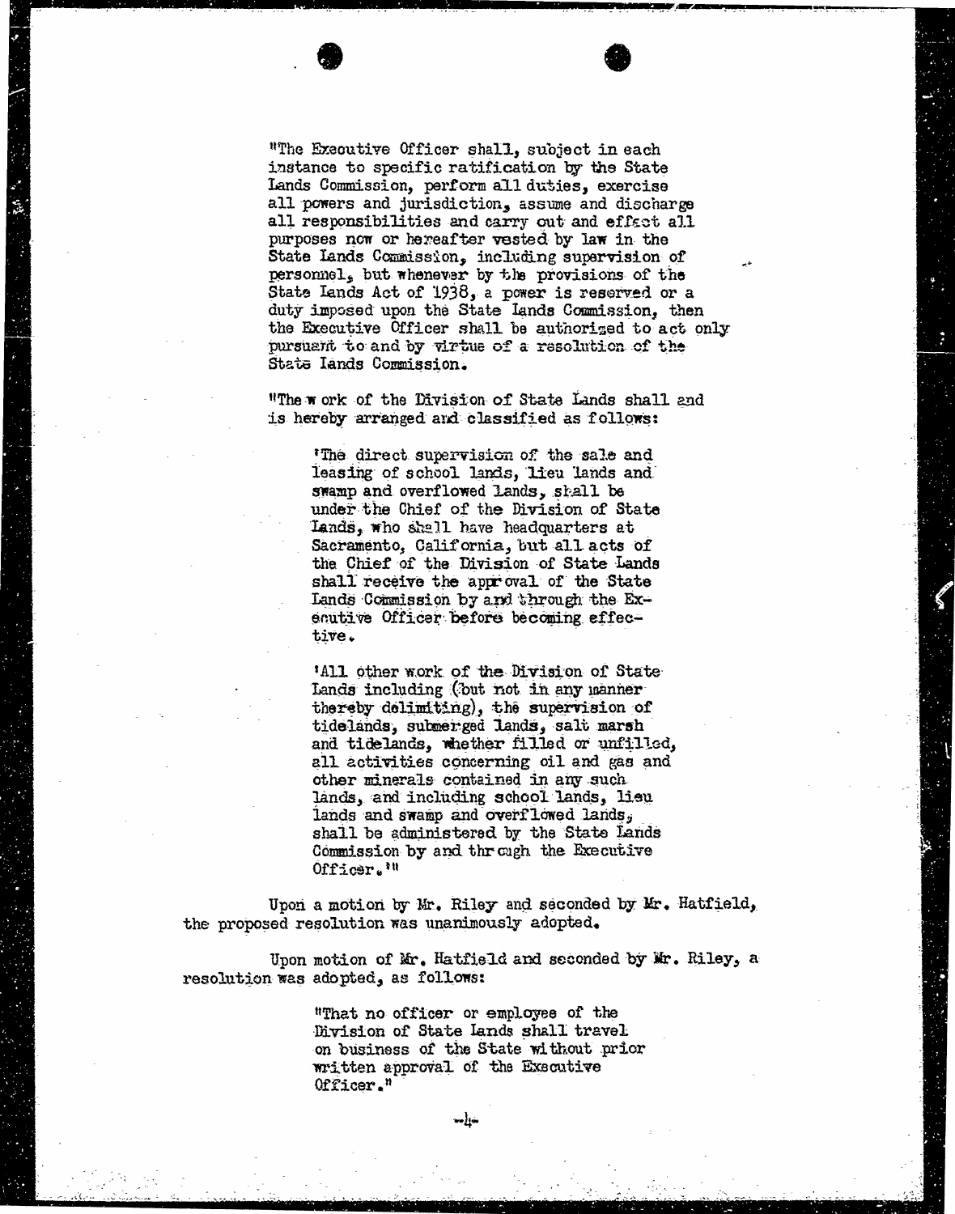"The Executive Officer shall, subject in each instance to specific ratification by the State Lands Commission, perform all duties, exercise all powers and jurisdiction, assume and discharge all responsibilities and carry out and effect all purposes now or hereafter vested by law in the State Lands Commission, including supervision of personnel, but whenever by the provisions of the State Lands Act of 1938, a power is reserved or a duty imposed upon the State Lands Commission, then the Executive Officer shall be authorized to act only pursuant to and by virtue of a resolution of the State Lands Commission.

"The work of the Division of State Lands shall and is hereby arranged and classified as follows:

> 'The direct supervision of the sale and leasing of school lands, lieu lands and swamp and overflowed lands, shall be under the Chief of the Division of State Lands, who shall have headquarters at Sacramento, California, but all acts of the Chief of the Division of State Lands shall receive the approval of the State Lands Commission by and through the Executive Officer before becoming effective.
>
> 'All other work of the Division of State Lands including (but not in any manner thereby delimiting), the supervision of tidelands, submerged lands, salt marsh and tidelands, whether filled or unfilled, all activities concerning oil and gas and other minerals contained in any such lands, and including school lands, lieu lands and swamp and overflowed lands, shall be administered by the State Lands Commission by and through the Executive Officer.'"

Upon a motion by Mr. Riley and seconded by Mr. Hatfield, the proposed resolution was unanimously adopted.

Upon motion of Mr. Hatfield and seconded by Mr. Riley, a resolution was adopted, as follows:

> "That no officer or employee of the Division of State Lands shall travel on business of the State without prior written approval of the Executive Officer."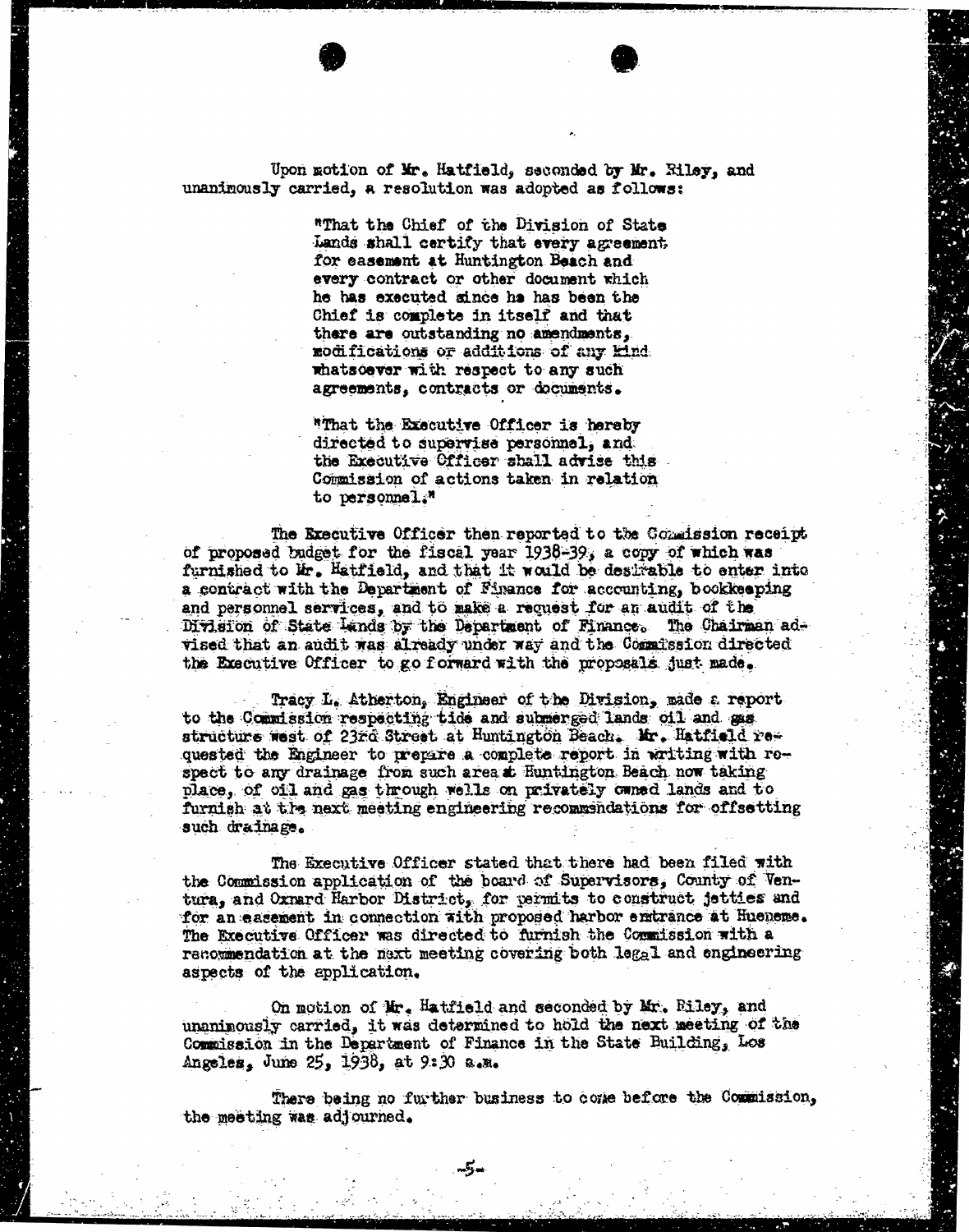Upon motion of Mr. Hatfield, seconded by Mr. Riley, and unanimously carried, a resolution was adopted as follows:

> "That the Chief of the Division of State Lands shall certify that every agreement for easement at Huntington Beach and every contract or other document which he has executed since he has been the Chief is complete in itself and that there are outstanding no amendments, modifications or additions of any kind whatsoever with respect to any such agreements, contracts or documents.
>
> "That the Executive Officer is hereby directed to supervise personnel, and the Executive Officer shall advise this Commission of actions taken in relation to personnel."

The Executive Officer then reported to the Commission receipt of proposed budget for the fiscal year 1938-39, a copy of which was furnished to Mr. Hatfield, and that it would be desirable to enter into a contract with the Department of Finance for accounting, bookkeeping and personnel services, and to make a request for an audit of the Division of State Lands by the Department of Finance. The Chairman advised that an audit was already under way and the Commission directed the Executive Officer to go forward with the proposals just made.

Tracy L. Atherton, Engineer of the Division, made a report to the Commission respecting tide and submerged lands oil and gas structure west of 23rd Street at Huntington Beach. Mr. Hatfield requested the Engineer to prepare a complete report in writing with respect to any drainage from such area at Huntington Beach now taking place, of oil and gas through wells on privately owned lands and to furnish at the next meeting engineering recommendations for offsetting such drainage.

The Executive Officer stated that there had been filed with the Commission application of the board of Supervisors, County of Ventura, and Oxnard Harbor District, for permits to construct jetties and for an easement in connection with proposed harbor entrance at Hueneme. The Executive Officer was directed to furnish the Commission with a recommendation at the next meeting covering both legal and engineering aspects of the application.

On motion of Mr. Hatfield and seconded by Mr. Riley, and unanimously carried, it was determined to hold the next meeting of the Commission in the Department of Finance in the State Building, Los Angeles, June 25, 1938, at 9:30 a.m.

There being no further business to come before the Commission, the meeting was adjourned.